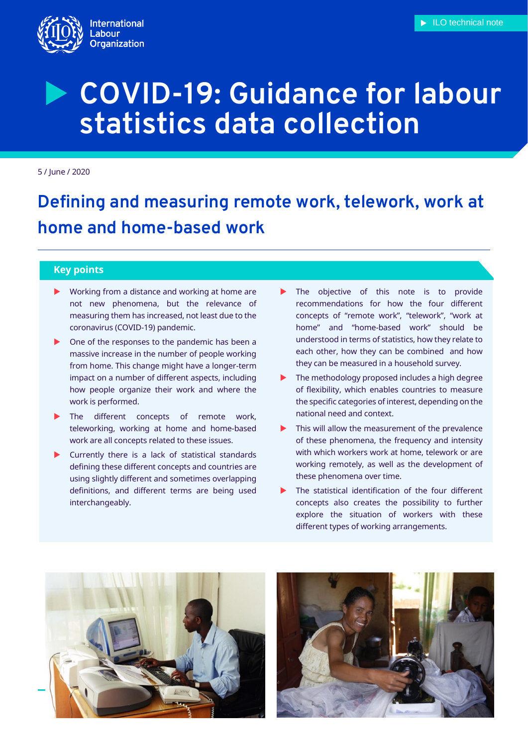International Labour Organization

ILO technical note

# COVID-19: Guidance for labour statistics data collection

5 / June / 2020

## Defining and measuring remote work, telework, work at home and home-based work

### Key points

- Working from a distance and working at home are not new phenomena, but the relevance of measuring them has increased, not least due to the coronavirus (COVID-19) pandemic.
- One of the responses to the pandemic has been a massive increase in the number of people working from home. This change might have a longer-term impact on a number of different aspects, including how people organize their work and where the work is performed.
- The different concepts of remote work, teleworking, working at home and home-based work are all concepts related to these issues.
- Currently there is a lack of statistical standards defining these different concepts and countries are using slightly different and sometimes overlapping definitions, and different terms are being used interchangeably.
- The objective of this note is to provide recommendations for how the four different concepts of "remote work", "telework", "work at home" and "home-based work" should be understood in terms of statistics, how they relate to each other, how they can be combined and how they can be measured in a household survey.
- The methodology proposed includes a high degree of flexibility, which enables countries to measure the specific categories of interest, depending on the national need and context.
- This will allow the measurement of the prevalence of these phenomena, the frequency and intensity with which workers work at home, telework or are working remotely, as well as the development of these phenomena over time.
- The statistical identification of the four different concepts also creates the possibility to further explore the situation of workers with these different types of working arrangements.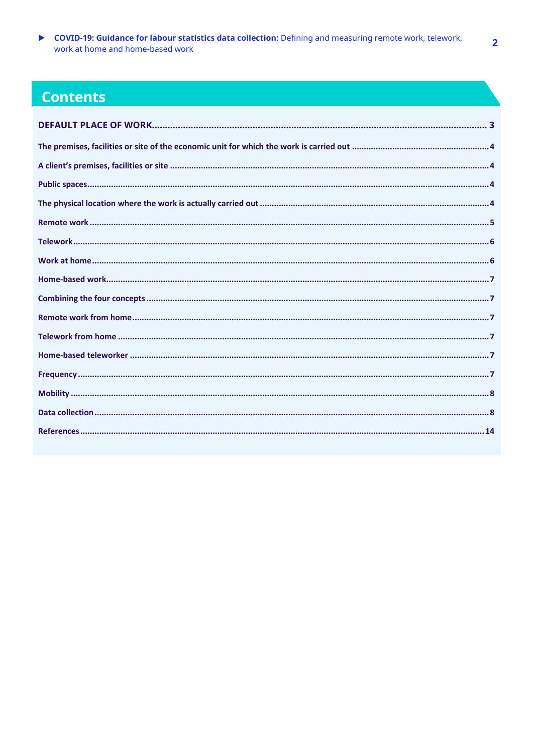## Contents

**DEFAULT PLACE OF WORK** ........ 3

**The premises, facilities or site of the economic unit for which the work is carried out** ........ 4

**A client's premises, facilities or site** ........ 4

**Public spaces** ........ 4

**The physical location where the work is actually carried out** ........ 4

**Remote work** ........ 5

**Telework** ........ 6

**Work at home** ........ 6

**Home-based work** ........ 7

**Combining the four concepts** ........ 7

**Remote work from home** ........ 7

**Telework from home** ........ 7

**Home-based teleworker** ........ 7

**Frequency** ........ 7

**Mobility** ........ 8

**Data collection** ........ 8

**References** ........ 14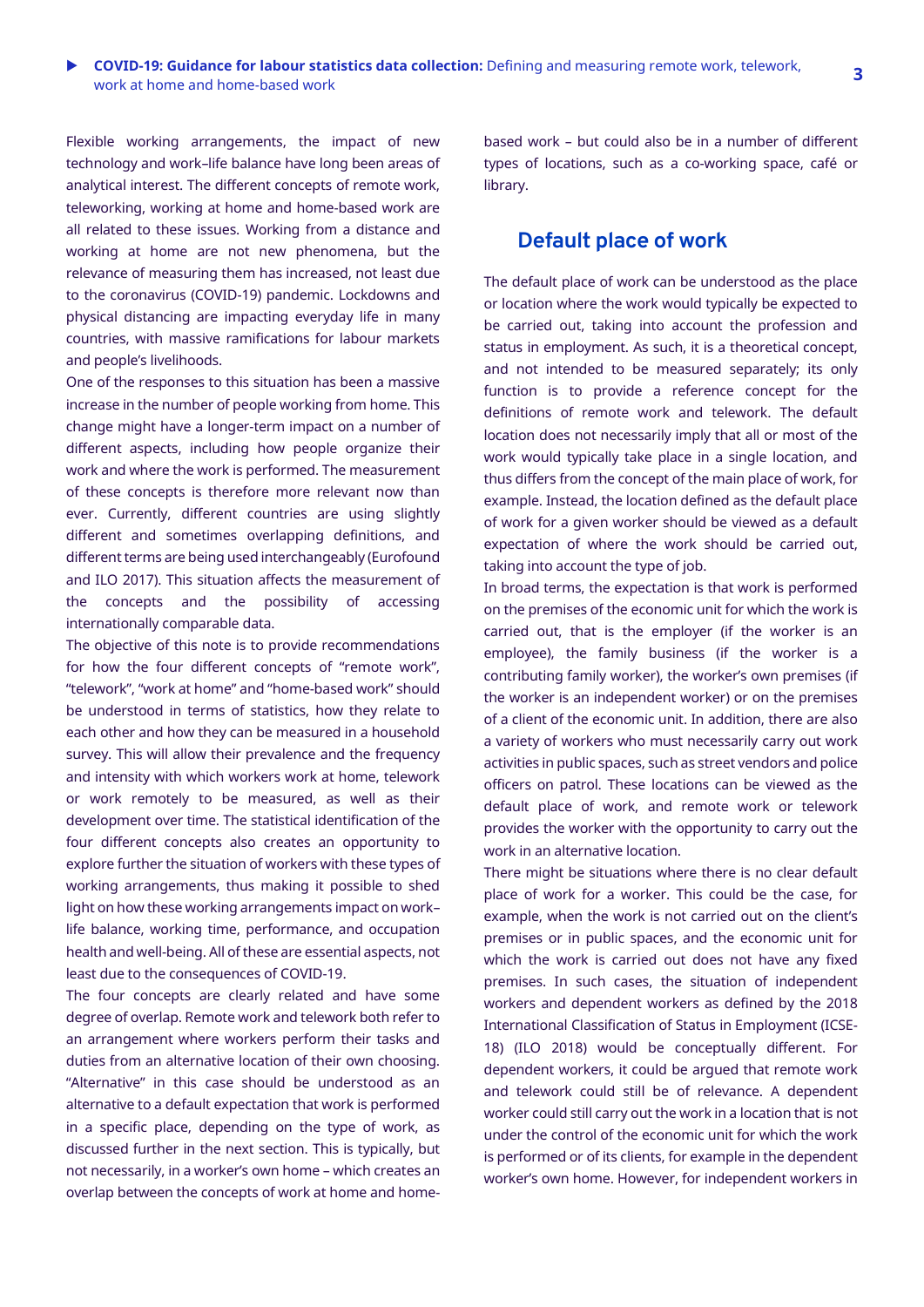Flexible working arrangements, the impact of new technology and work–life balance have long been areas of analytical interest. The different concepts of remote work, teleworking, working at home and home-based work are all related to these issues. Working from a distance and working at home are not new phenomena, but the relevance of measuring them has increased, not least due to the coronavirus (COVID-19) pandemic. Lockdowns and physical distancing are impacting everyday life in many countries, with massive ramifications for labour markets and people's livelihoods.

One of the responses to this situation has been a massive increase in the number of people working from home. This change might have a longer-term impact on a number of different aspects, including how people organize their work and where the work is performed. The measurement of these concepts is therefore more relevant now than ever. Currently, different countries are using slightly different and sometimes overlapping definitions, and different terms are being used interchangeably (Eurofound and ILO 2017). This situation affects the measurement of the concepts and the possibility of accessing internationally comparable data.

The objective of this note is to provide recommendations for how the four different concepts of "remote work", "telework", "work at home" and "home-based work" should be understood in terms of statistics, how they relate to each other and how they can be measured in a household survey. This will allow their prevalence and the frequency and intensity with which workers work at home, telework or work remotely to be measured, as well as their development over time. The statistical identification of the four different concepts also creates an opportunity to explore further the situation of workers with these types of working arrangements, thus making it possible to shed light on how these working arrangements impact on work–life balance, working time, performance, and occupation health and well-being. All of these are essential aspects, not least due to the consequences of COVID-19.

The four concepts are clearly related and have some degree of overlap. Remote work and telework both refer to an arrangement where workers perform their tasks and duties from an alternative location of their own choosing. "Alternative" in this case should be understood as an alternative to a default expectation that work is performed in a specific place, depending on the type of work, as discussed further in the next section. This is typically, but not necessarily, in a worker's own home – which creates an overlap between the concepts of work at home and home-based work – but could also be in a number of different types of locations, such as a co-working space, café or library.

## Default place of work

The default place of work can be understood as the place or location where the work would typically be expected to be carried out, taking into account the profession and status in employment. As such, it is a theoretical concept, and not intended to be measured separately; its only function is to provide a reference concept for the definitions of remote work and telework. The default location does not necessarily imply that all or most of the work would typically take place in a single location, and thus differs from the concept of the main place of work, for example. Instead, the location defined as the default place of work for a given worker should be viewed as a default expectation of where the work should be carried out, taking into account the type of job.

In broad terms, the expectation is that work is performed on the premises of the economic unit for which the work is carried out, that is the employer (if the worker is an employee), the family business (if the worker is a contributing family worker), the worker's own premises (if the worker is an independent worker) or on the premises of a client of the economic unit. In addition, there are also a variety of workers who must necessarily carry out work activities in public spaces, such as street vendors and police officers on patrol. These locations can be viewed as the default place of work, and remote work or telework provides the worker with the opportunity to carry out the work in an alternative location.

There might be situations where there is no clear default place of work for a worker. This could be the case, for example, when the work is not carried out on the client's premises or in public spaces, and the economic unit for which the work is carried out does not have any fixed premises. In such cases, the situation of independent workers and dependent workers as defined by the 2018 International Classification of Status in Employment (ICSE-18) (ILO 2018) would be conceptually different. For dependent workers, it could be argued that remote work and telework could still be of relevance. A dependent worker could still carry out the work in a location that is not under the control of the economic unit for which the work is performed or of its clients, for example in the dependent worker's own home. However, for independent workers in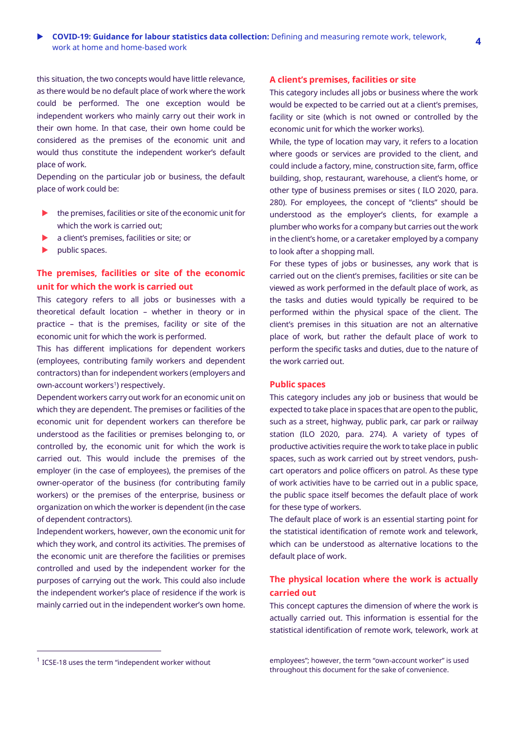this situation, the two concepts would have little relevance, as there would be no default place of work where the work could be performed. The one exception would be independent workers who mainly carry out their work in their own home. In that case, their own home could be considered as the premises of the economic unit and would thus constitute the independent worker's default place of work.

Depending on the particular job or business, the default place of work could be:

- the premises, facilities or site of the economic unit for which the work is carried out;
- a client's premises, facilities or site; or
- public spaces.

### The premises, facilities or site of the economic unit for which the work is carried out

This category refers to all jobs or businesses with a theoretical default location – whether in theory or in practice – that is the premises, facility or site of the economic unit for which the work is performed.

This has different implications for dependent workers (employees, contributing family workers and dependent contractors) than for independent workers (employers and own-account workers[1]) respectively.

Dependent workers carry out work for an economic unit on which they are dependent. The premises or facilities of the economic unit for dependent workers can therefore be understood as the facilities or premises belonging to, or controlled by, the economic unit for which the work is carried out. This would include the premises of the employer (in the case of employees), the premises of the owner-operator of the business (for contributing family workers) or the premises of the enterprise, business or organization on which the worker is dependent (in the case of dependent contractors).

Independent workers, however, own the economic unit for which they work, and control its activities. The premises of the economic unit are therefore the facilities or premises controlled and used by the independent worker for the purposes of carrying out the work. This could also include the independent worker's place of residence if the work is mainly carried out in the independent worker's own home.

### A client's premises, facilities or site

This category includes all jobs or business where the work would be expected to be carried out at a client's premises, facility or site (which is not owned or controlled by the economic unit for which the worker works).

While, the type of location may vary, it refers to a location where goods or services are provided to the client, and could include a factory, mine, construction site, farm, office building, shop, restaurant, warehouse, a client's home, or other type of business premises or sites ( ILO 2020, para. 280). For employees, the concept of "clients" should be understood as the employer's clients, for example a plumber who works for a company but carries out the work in the client's home, or a caretaker employed by a company to look after a shopping mall.

For these types of jobs or businesses, any work that is carried out on the client's premises, facilities or site can be viewed as work performed in the default place of work, as the tasks and duties would typically be required to be performed within the physical space of the client. The client's premises in this situation are not an alternative place of work, but rather the default place of work to perform the specific tasks and duties, due to the nature of the work carried out.

### Public spaces

This category includes any job or business that would be expected to take place in spaces that are open to the public, such as a street, highway, public park, car park or railway station (ILO 2020, para. 274). A variety of types of productive activities require the work to take place in public spaces, such as work carried out by street vendors, push-cart operators and police officers on patrol. As these type of work activities have to be carried out in a public space, the public space itself becomes the default place of work for these type of workers.

The default place of work is an essential starting point for the statistical identification of remote work and telework, which can be understood as alternative locations to the default place of work.

### The physical location where the work is actually carried out

This concept captures the dimension of where the work is actually carried out. This information is essential for the statistical identification of remote work, telework, work at

[1] ICSE-18 uses the term "independent worker without employees"; however, the term "own-account worker" is used throughout this document for the sake of convenience.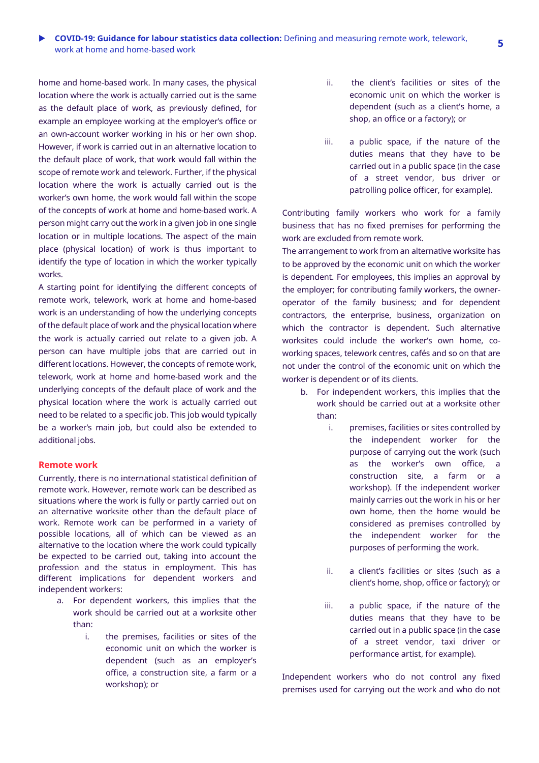home and home-based work. In many cases, the physical location where the work is actually carried out is the same as the default place of work, as previously defined, for example an employee working at the employer's office or an own-account worker working in his or her own shop. However, if work is carried out in an alternative location to the default place of work, that work would fall within the scope of remote work and telework. Further, if the physical location where the work is actually carried out is the worker's own home, the work would fall within the scope of the concepts of work at home and home-based work. A person might carry out the work in a given job in one single location or in multiple locations. The aspect of the main place (physical location) of work is thus important to identify the type of location in which the worker typically works.

A starting point for identifying the different concepts of remote work, telework, work at home and home-based work is an understanding of how the underlying concepts of the default place of work and the physical location where the work is actually carried out relate to a given job. A person can have multiple jobs that are carried out in different locations. However, the concepts of remote work, telework, work at home and home-based work and the underlying concepts of the default place of work and the physical location where the work is actually carried out need to be related to a specific job. This job would typically be a worker's main job, but could also be extended to additional jobs.

## Remote work

Currently, there is no international statistical definition of remote work. However, remote work can be described as situations where the work is fully or partly carried out on an alternative worksite other than the default place of work. Remote work can be performed in a variety of possible locations, all of which can be viewed as an alternative to the location where the work could typically be expected to be carried out, taking into account the profession and the status in employment. This has different implications for dependent workers and independent workers:

a. For dependent workers, this implies that the work should be carried out at a worksite other than:
   i. the premises, facilities or sites of the economic unit on which the worker is dependent (such as an employer's office, a construction site, a farm or a workshop); or
   ii. the client's facilities or sites of the economic unit on which the worker is dependent (such as a client's home, a shop, an office or a factory); or
   iii. a public space, if the nature of the duties means that they have to be carried out in a public space (in the case of a street vendor, bus driver or patrolling police officer, for example).

Contributing family workers who work for a family business that has no fixed premises for performing the work are excluded from remote work.

The arrangement to work from an alternative worksite has to be approved by the economic unit on which the worker is dependent. For employees, this implies an approval by the employer; for contributing family workers, the owner-operator of the family business; and for dependent contractors, the enterprise, business, organization on which the contractor is dependent. Such alternative worksites could include the worker's own home, co-working spaces, telework centres, cafés and so on that are not under the control of the economic unit on which the worker is dependent or of its clients.

b. For independent workers, this implies that the work should be carried out at a worksite other than:
   i. premises, facilities or sites controlled by the independent worker for the purpose of carrying out the work (such as the worker's own office, a construction site, a farm or a workshop). If the independent worker mainly carries out the work in his or her own home, then the home would be considered as premises controlled by the independent worker for the purposes of performing the work.
   ii. a client's facilities or sites (such as a client's home, shop, office or factory); or
   iii. a public space, if the nature of the duties means that they have to be carried out in a public space (in the case of a street vendor, taxi driver or performance artist, for example).

Independent workers who do not control any fixed premises used for carrying out the work and who do not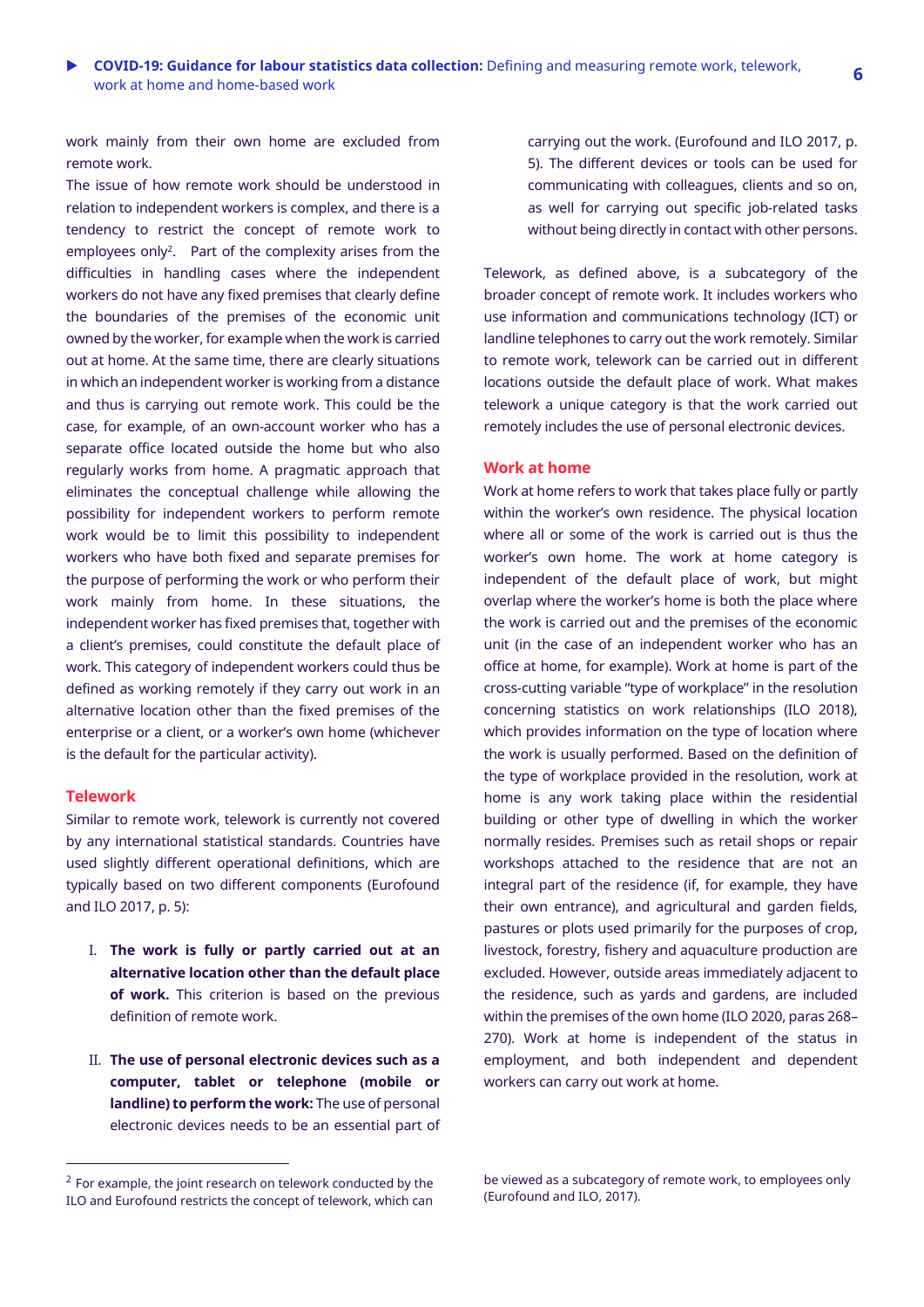work mainly from their own home are excluded from remote work.

The issue of how remote work should be understood in relation to independent workers is complex, and there is a tendency to restrict the concept of remote work to employees only[2]. Part of the complexity arises from the difficulties in handling cases where the independent workers do not have any fixed premises that clearly define the boundaries of the premises of the economic unit owned by the worker, for example when the work is carried out at home. At the same time, there are clearly situations in which an independent worker is working from a distance and thus is carrying out remote work. This could be the case, for example, of an own-account worker who has a separate office located outside the home but who also regularly works from home. A pragmatic approach that eliminates the conceptual challenge while allowing the possibility for independent workers to perform remote work would be to limit this possibility to independent workers who have both fixed and separate premises for the purpose of performing the work or who perform their work mainly from home. In these situations, the independent worker has fixed premises that, together with a client's premises, could constitute the default place of work. This category of independent workers could thus be defined as working remotely if they carry out work in an alternative location other than the fixed premises of the enterprise or a client, or a worker's own home (whichever is the default for the particular activity).

## Telework

Similar to remote work, telework is currently not covered by any international statistical standards. Countries have used slightly different operational definitions, which are typically based on two different components (Eurofound and ILO 2017, p. 5):

I. **The work is fully or partly carried out at an alternative location other than the default place of work.** This criterion is based on the previous definition of remote work.

II. **The use of personal electronic devices such as a computer, tablet or telephone (mobile or landline) to perform the work:** The use of personal electronic devices needs to be an essential part of carrying out the work. (Eurofound and ILO 2017, p. 5). The different devices or tools can be used for communicating with colleagues, clients and so on, as well for carrying out specific job-related tasks without being directly in contact with other persons.

Telework, as defined above, is a subcategory of the broader concept of remote work. It includes workers who use information and communications technology (ICT) or landline telephones to carry out the work remotely. Similar to remote work, telework can be carried out in different locations outside the default place of work. What makes telework a unique category is that the work carried out remotely includes the use of personal electronic devices.

## Work at home

Work at home refers to work that takes place fully or partly within the worker's own residence. The physical location where all or some of the work is carried out is thus the worker's own home. The work at home category is independent of the default place of work, but might overlap where the worker's home is both the place where the work is carried out and the premises of the economic unit (in the case of an independent worker who has an office at home, for example). Work at home is part of the cross-cutting variable "type of workplace" in the resolution concerning statistics on work relationships (ILO 2018), which provides information on the type of location where the work is usually performed. Based on the definition of the type of workplace provided in the resolution, work at home is any work taking place within the residential building or other type of dwelling in which the worker normally resides. Premises such as retail shops or repair workshops attached to the residence that are not an integral part of the residence (if, for example, they have their own entrance), and agricultural and garden fields, pastures or plots used primarily for the purposes of crop, livestock, forestry, fishery and aquaculture production are excluded. However, outside areas immediately adjacent to the residence, such as yards and gardens, are included within the premises of the own home (ILO 2020, paras 268–270). Work at home is independent of the status in employment, and both independent and dependent workers can carry out work at home.

---

[2] For example, the joint research on telework conducted by the ILO and Eurofound restricts the concept of telework, which can be viewed as a subcategory of remote work, to employees only (Eurofound and ILO, 2017).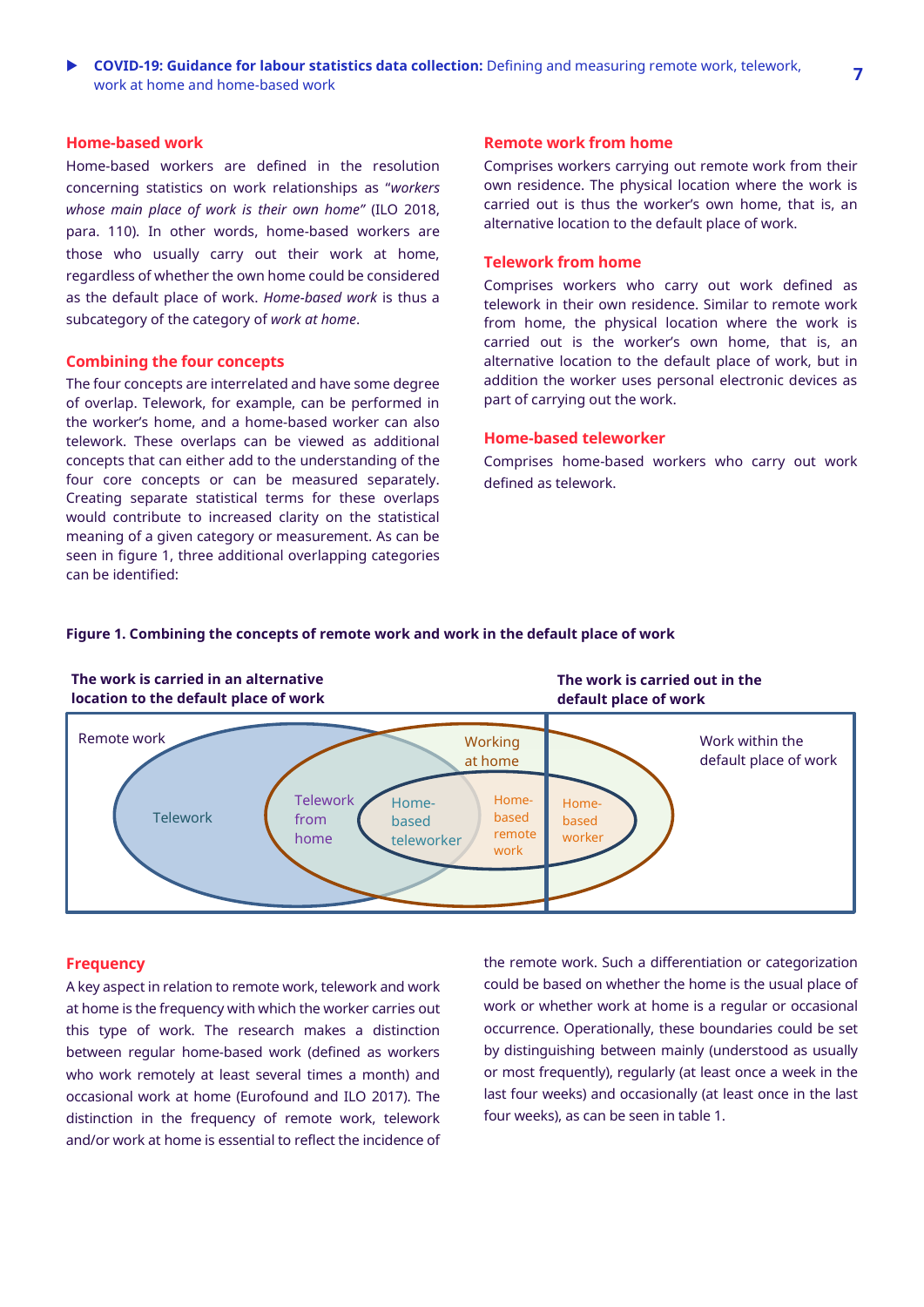### Home-based work

Home-based workers are defined in the resolution concerning statistics on work relationships as "*workers whose main place of work is their own home*" (ILO 2018, para. 110). In other words, home-based workers are those who usually carry out their work at home, regardless of whether the own home could be considered as the default place of work. *Home-based work* is thus a subcategory of the category of *work at home*.

### Combining the four concepts

The four concepts are interrelated and have some degree of overlap. Telework, for example, can be performed in the worker's home, and a home-based worker can also telework. These overlaps can be viewed as additional concepts that can either add to the understanding of the four core concepts or can be measured separately. Creating separate statistical terms for these overlaps would contribute to increased clarity on the statistical meaning of a given category or measurement. As can be seen in figure 1, three additional overlapping categories can be identified:

### Remote work from home

Comprises workers carrying out remote work from their own residence. The physical location where the work is carried out is thus the worker's own home, that is, an alternative location to the default place of work.

### Telework from home

Comprises workers who carry out work defined as telework in their own residence. Similar to remote work from home, the physical location where the work is carried out is the worker's own home, that is, an alternative location to the default place of work, but in addition the worker uses personal electronic devices as part of carrying out the work.

### Home-based teleworker

Comprises home-based workers who carry out work defined as telework.

**Figure 1. Combining the concepts of remote work and work in the default place of work**

**The work is carried in an alternative location to the default place of work** | **The work is carried out in the default place of work**

Remote work; Telework; Telework from home; Home-based teleworker; Home-based remote work; Working at home; Home-based worker; Work within the default place of work

### Frequency

A key aspect in relation to remote work, telework and work at home is the frequency with which the worker carries out this type of work. The research makes a distinction between regular home-based work (defined as workers who work remotely at least several times a month) and occasional work at home (Eurofound and ILO 2017). The distinction in the frequency of remote work, telework and/or work at home is essential to reflect the incidence of the remote work. Such a differentiation or categorization could be based on whether the home is the usual place of work or whether work at home is a regular or occasional occurrence. Operationally, these boundaries could be set by distinguishing between mainly (understood as usually or most frequently), regularly (at least once a week in the last four weeks) and occasionally (at least once in the last four weeks), as can be seen in table 1.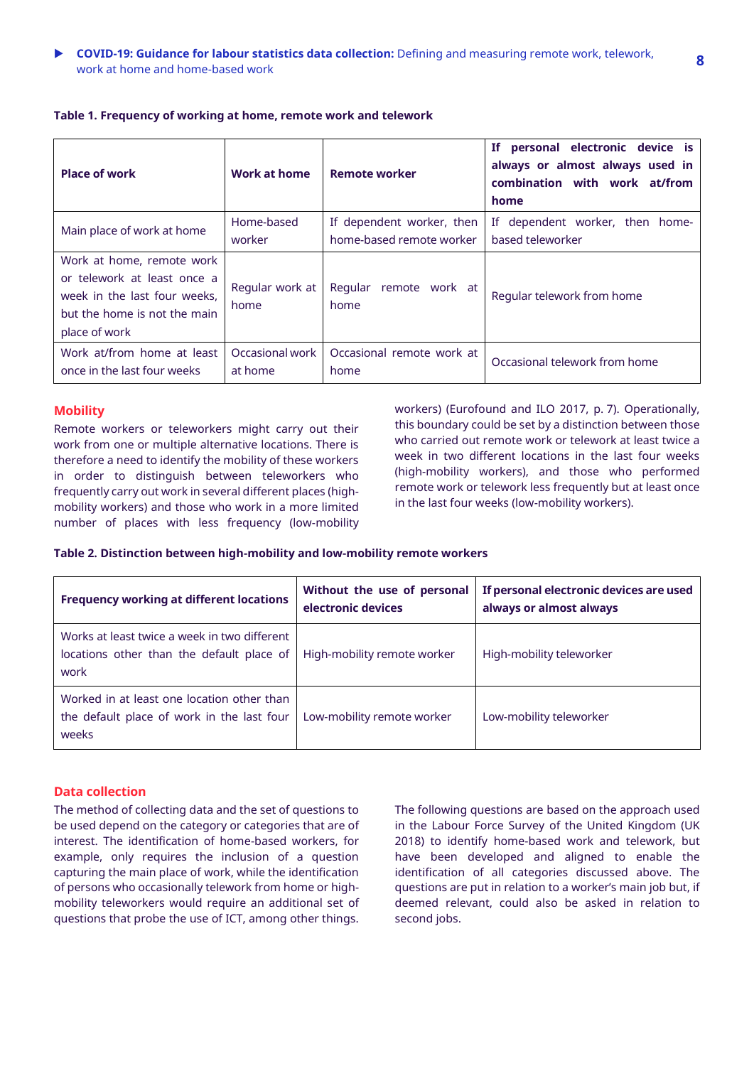**Table 1. Frequency of working at home, remote work and telework**

| Place of work | Work at home | Remote worker | If personal electronic device is always or almost always used in combination with work at/from home |
|---|---|---|---|
| Main place of work at home | Home-based worker | If dependent worker, then home-based remote worker | If dependent worker, then home-based teleworker |
| Work at home, remote work or telework at least once a week in the last four weeks, but the home is not the main place of work | Regular work at home | Regular remote work at home | Regular telework from home |
| Work at/from home at least once in the last four weeks | Occasional work at home | Occasional remote work at home | Occasional telework from home |

## Mobility

Remote workers or teleworkers might carry out their work from one or multiple alternative locations. There is therefore a need to identify the mobility of these workers in order to distinguish between teleworkers who frequently carry out work in several different places (high-mobility workers) and those who work in a more limited number of places with less frequency (low-mobility workers) (Eurofound and ILO 2017, p. 7). Operationally, this boundary could be set by a distinction between those who carried out remote work or telework at least twice a week in two different locations in the last four weeks (high-mobility workers), and those who performed remote work or telework less frequently but at least once in the last four weeks (low-mobility workers).

**Table 2. Distinction between high-mobility and low-mobility remote workers**

| Frequency working at different locations | Without the use of personal electronic devices | If personal electronic devices are used always or almost always |
|---|---|---|
| Works at least twice a week in two different locations other than the default place of work | High-mobility remote worker | High-mobility teleworker |
| Worked in at least one location other than the default place of work in the last four weeks | Low-mobility remote worker | Low-mobility teleworker |

## Data collection

The method of collecting data and the set of questions to be used depend on the category or categories that are of interest. The identification of home-based workers, for example, only requires the inclusion of a question capturing the main place of work, while the identification of persons who occasionally telework from home or high-mobility teleworkers would require an additional set of questions that probe the use of ICT, among other things.

The following questions are based on the approach used in the Labour Force Survey of the United Kingdom (UK 2018) to identify home-based work and telework, but have been developed and aligned to enable the identification of all categories discussed above. The questions are put in relation to a worker's main job but, if deemed relevant, could also be asked in relation to second jobs.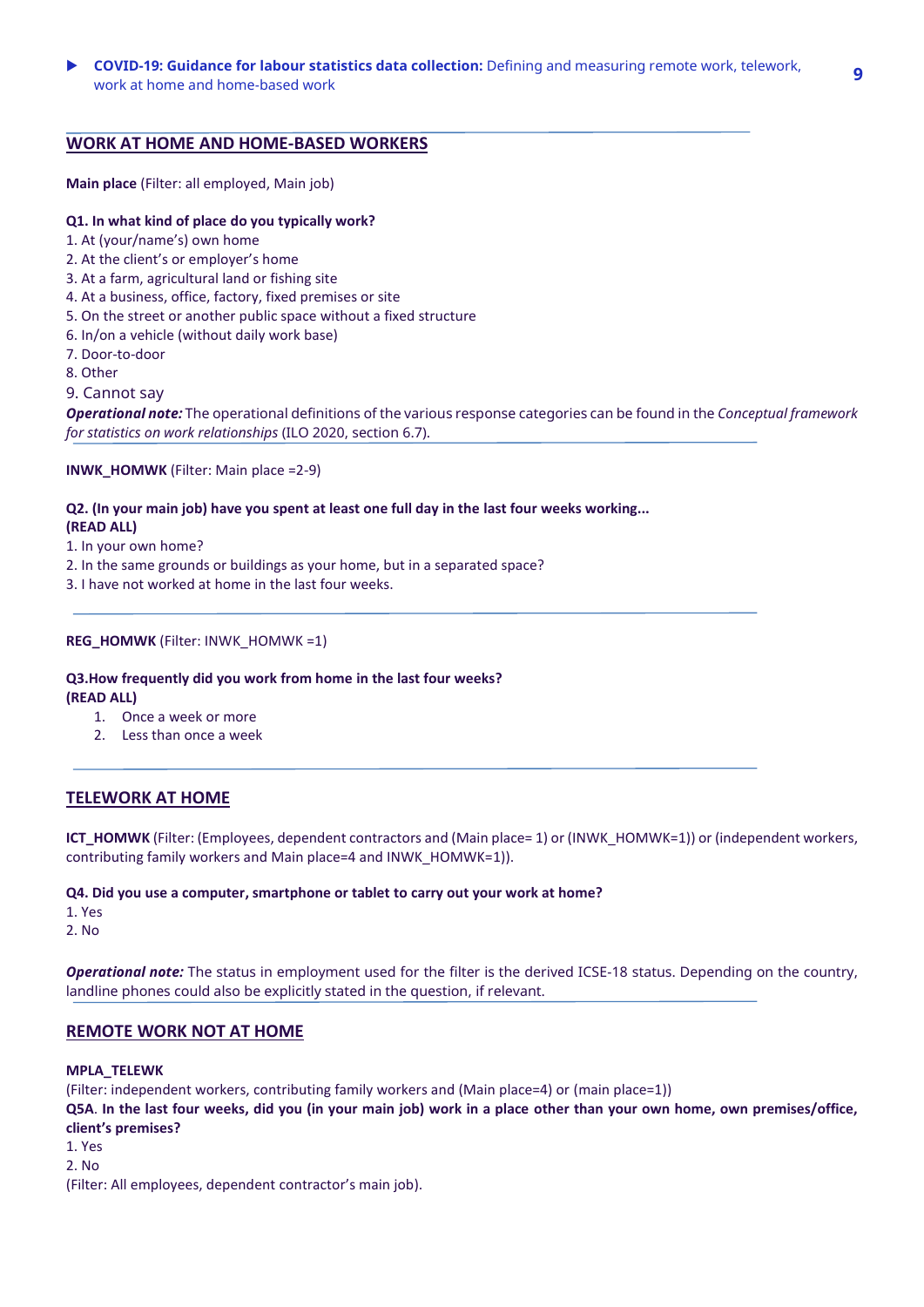## WORK AT HOME AND HOME-BASED WORKERS

**Main place** (Filter: all employed, Main job)

**Q1. In what kind of place do you typically work?**

1. At (your/name's) own home
2. At the client's or employer's home
3. At a farm, agricultural land or fishing site
4. At a business, office, factory, fixed premises or site
5. On the street or another public space without a fixed structure
6. In/on a vehicle (without daily work base)
7. Door-to-door
8. Other
9. Cannot say

***Operational note:*** The operational definitions of the various response categories can be found in the *Conceptual framework for statistics on work relationships* (ILO 2020, section 6.7).

**INWK_HOMWK** (Filter: Main place =2-9)

**Q2. (In your main job) have you spent at least one full day in the last four weeks working...**
**(READ ALL)**

1. In your own home?
2. In the same grounds or buildings as your home, but in a separated space?
3. I have not worked at home in the last four weeks.

**REG_HOMWK** (Filter: INWK_HOMWK =1)

**Q3.How frequently did you work from home in the last four weeks?**
**(READ ALL)**

1. Once a week or more
2. Less than once a week

## TELEWORK AT HOME

**ICT_HOMWK** (Filter: (Employees, dependent contractors and (Main place= 1) or (INWK_HOMWK=1)) or (independent workers, contributing family workers and Main place=4 and INWK_HOMWK=1)).

**Q4. Did you use a computer, smartphone or tablet to carry out your work at home?**

1. Yes
2. No

***Operational note:*** The status in employment used for the filter is the derived ICSE-18 status. Depending on the country, landline phones could also be explicitly stated in the question, if relevant.

## REMOTE WORK NOT AT HOME

**MPLA_TELEWK**
(Filter: independent workers, contributing family workers and (Main place=4) or (main place=1))
**Q5A. In the last four weeks, did you (in your main job) work in a place other than your own home, own premises/office, client's premises?**

1. Yes
2. No

(Filter: All employees, dependent contractor's main job).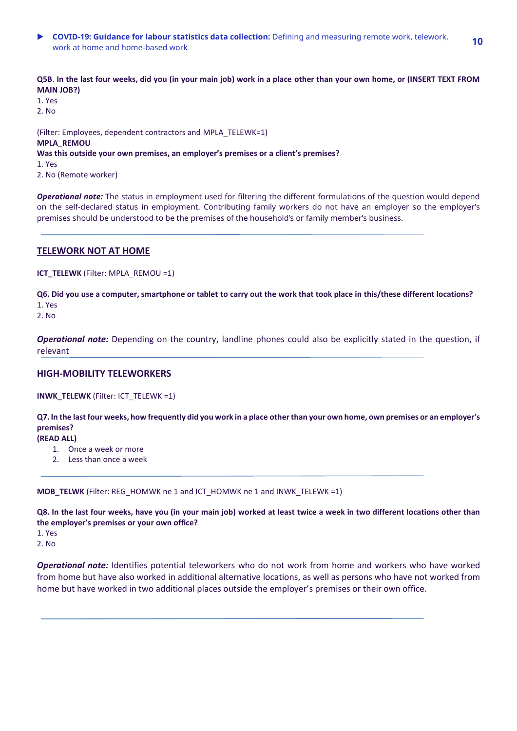**Q5B**. **In the last four weeks, did you (in your main job) work in a place other than your own home, or (INSERT TEXT FROM MAIN JOB?)**
1. Yes
2. No

(Filter: Employees, dependent contractors and MPLA_TELEWK=1)
**MPLA_REMOU**
**Was this outside your own premises, an employer's premises or a client's premises?**
1. Yes
2. No (Remote worker)

***Operational note:*** The status in employment used for filtering the different formulations of the question would depend on the self-declared status in employment. Contributing family workers do not have an employer so the employer's premises should be understood to be the premises of the household's or family member's business.

## TELEWORK NOT AT HOME

**ICT_TELEWK** (Filter: MPLA_REMOU =1)

**Q6. Did you use a computer, smartphone or tablet to carry out the work that took place in this/these different locations?**
1. Yes
2. No

***Operational note:*** Depending on the country, landline phones could also be explicitly stated in the question, if relevant

## HIGH-MOBILITY TELEWORKERS

**INWK_TELEWK** (Filter: ICT_TELEWK =1)

**Q7. In the last four weeks, how frequently did you work in a place other than your own home, own premises or an employer's premises?**
**(READ ALL)**

1. Once a week or more
2. Less than once a week

**MOB_TELWK** (Filter: REG_HOMWK ne 1 and ICT_HOMWK ne 1 and INWK_TELEWK =1)

**Q8. In the last four weeks, have you (in your main job) worked at least twice a week in two different locations other than the employer's premises or your own office?**
1. Yes
2. No

***Operational note:*** Identifies potential teleworkers who do not work from home and workers who have worked from home but have also worked in additional alternative locations, as well as persons who have not worked from home but have worked in two additional places outside the employer's premises or their own office.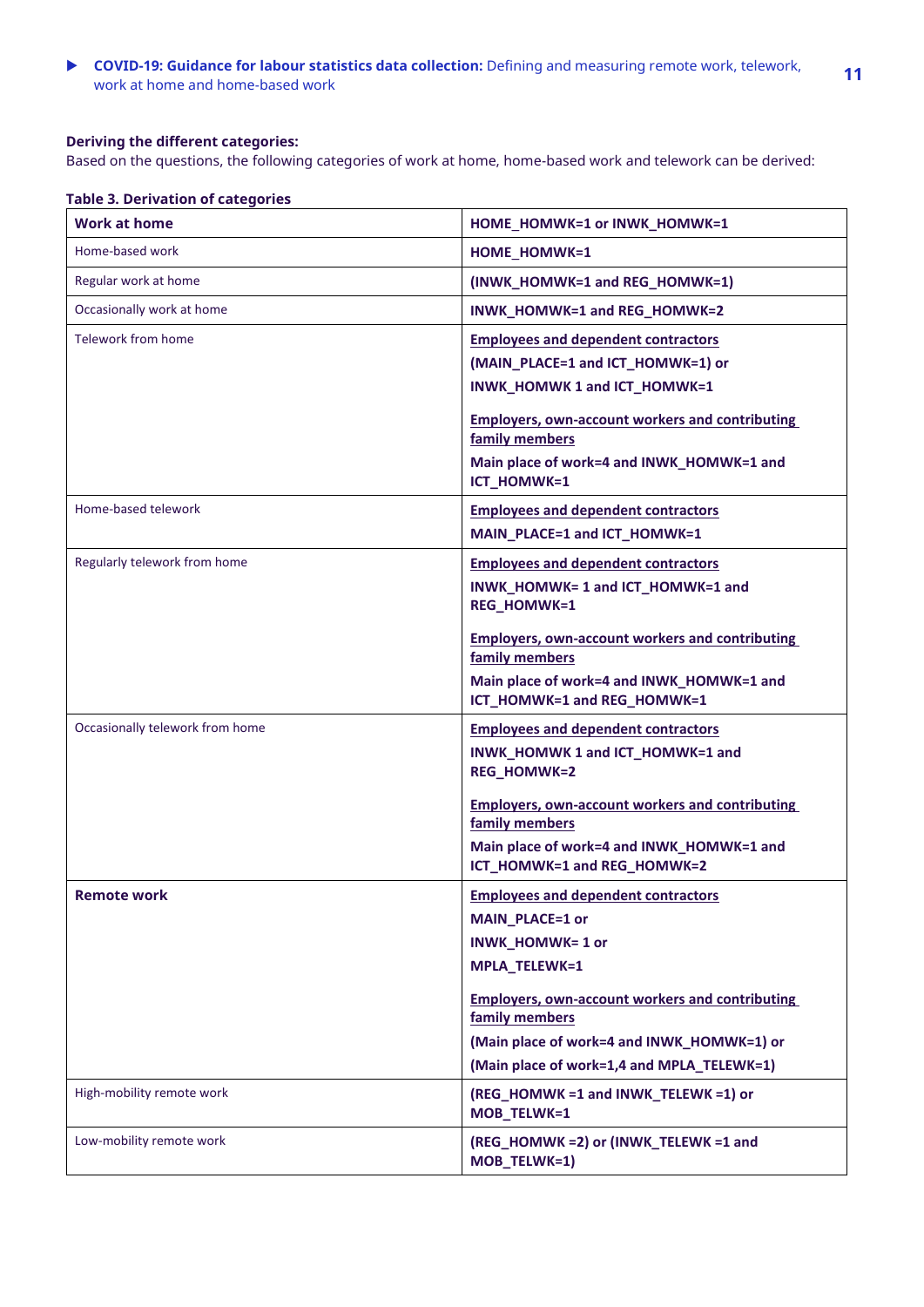**Deriving the different categories:**
Based on the questions, the following categories of work at home, home-based work and telework can be derived:

**Table 3. Derivation of categories**

| **Work at home** | **HOME_HOMWK=1 or INWK_HOMWK=1** |
|---|---|
| Home-based work | **HOME_HOMWK=1** |
| Regular work at home | **(INWK_HOMWK=1 and REG_HOMWK=1)** |
| Occasionally work at home | **INWK_HOMWK=1 and REG_HOMWK=2** |
| Telework from home | **Employees and dependent contractors**<br>**(MAIN_PLACE=1 and ICT_HOMWK=1) or**<br>**INWK_HOMWK 1 and ICT_HOMWK=1**<br><br>**Employers, own-account workers and contributing family members**<br>**Main place of work=4 and INWK_HOMWK=1 and ICT_HOMWK=1** |
| Home-based telework | **Employees and dependent contractors**<br>**MAIN_PLACE=1 and ICT_HOMWK=1** |
| Regularly telework from home | **Employees and dependent contractors**<br>**INWK_HOMWK= 1 and ICT_HOMWK=1 and REG_HOMWK=1**<br><br>**Employers, own-account workers and contributing family members**<br>**Main place of work=4 and INWK_HOMWK=1 and ICT_HOMWK=1 and REG_HOMWK=1** |
| Occasionally telework from home | **Employees and dependent contractors**<br>**INWK_HOMWK 1 and ICT_HOMWK=1 and REG_HOMWK=2**<br><br>**Employers, own-account workers and contributing family members**<br>**Main place of work=4 and INWK_HOMWK=1 and ICT_HOMWK=1 and REG_HOMWK=2** |
| **Remote work** | **Employees and dependent contractors**<br>**MAIN_PLACE=1 or**<br>**INWK_HOMWK= 1 or**<br>**MPLA_TELEWK=1**<br><br>**Employers, own-account workers and contributing family members**<br>**(Main place of work=4 and INWK_HOMWK=1) or**<br>**(Main place of work=1,4 and MPLA_TELEWK=1)** |
| High-mobility remote work | **(REG_HOMWK =1 and INWK_TELEWK =1) or MOB_TELWK=1** |
| Low-mobility remote work | **(REG_HOMWK =2) or (INWK_TELEWK =1 and MOB_TELWK=1)** |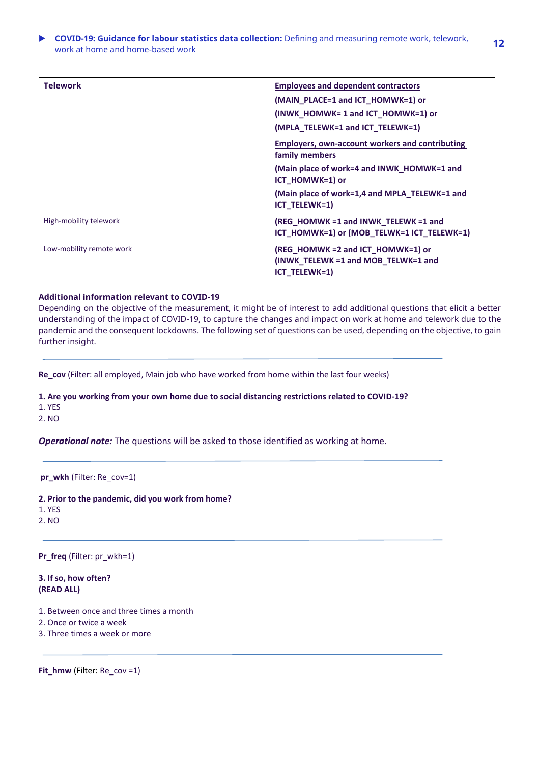| Telework | <u>Employees and dependent contractors</u><br>(MAIN_PLACE=1 and ICT_HOMWK=1) or<br>(INWK_HOMWK= 1 and ICT_HOMWK=1) or<br>(MPLA_TELEWK=1 and ICT_TELEWK=1)<br><u>Employers, own-account workers and contributing family members</u><br>(Main place of work=4 and INWK_HOMWK=1 and ICT_HOMWK=1) or<br>(Main place of work=1,4 and MPLA_TELEWK=1 and ICT_TELEWK=1) |
|---|---|
| High-mobility telework | (REG_HOMWK =1 and INWK_TELEWK =1 and ICT_HOMWK=1) or (MOB_TELWK=1 ICT_TELEWK=1) |
| Low-mobility remote work | (REG_HOMWK =2 and ICT_HOMWK=1) or (INWK_TELEWK =1 and MOB_TELWK=1 and ICT_TELEWK=1) |

<u>**Additional information relevant to COVID-19**</u>

Depending on the objective of the measurement, it might be of interest to add additional questions that elicit a better understanding of the impact of COVID-19, to capture the changes and impact on work at home and telework due to the pandemic and the consequent lockdowns. The following set of questions can be used, depending on the objective, to gain further insight.

---

**Re_cov** (Filter: all employed, Main job who have worked from home within the last four weeks)

**1. Are you working from your own home due to social distancing restrictions related to COVID-19?**

1. YES
2. NO

***Operational note:*** The questions will be asked to those identified as working at home.

---

**pr_wkh** (Filter: Re_cov=1)

**2. Prior to the pandemic, did you work from home?**

1. YES
2. NO

---

**Pr_freq** (Filter: pr_wkh=1)

**3. If so, how often?**
**(READ ALL)**

1. Between once and three times a month
2. Once or twice a week
3. Three times a week or more

---

**Fit_hmw** (Filter: Re_cov =1)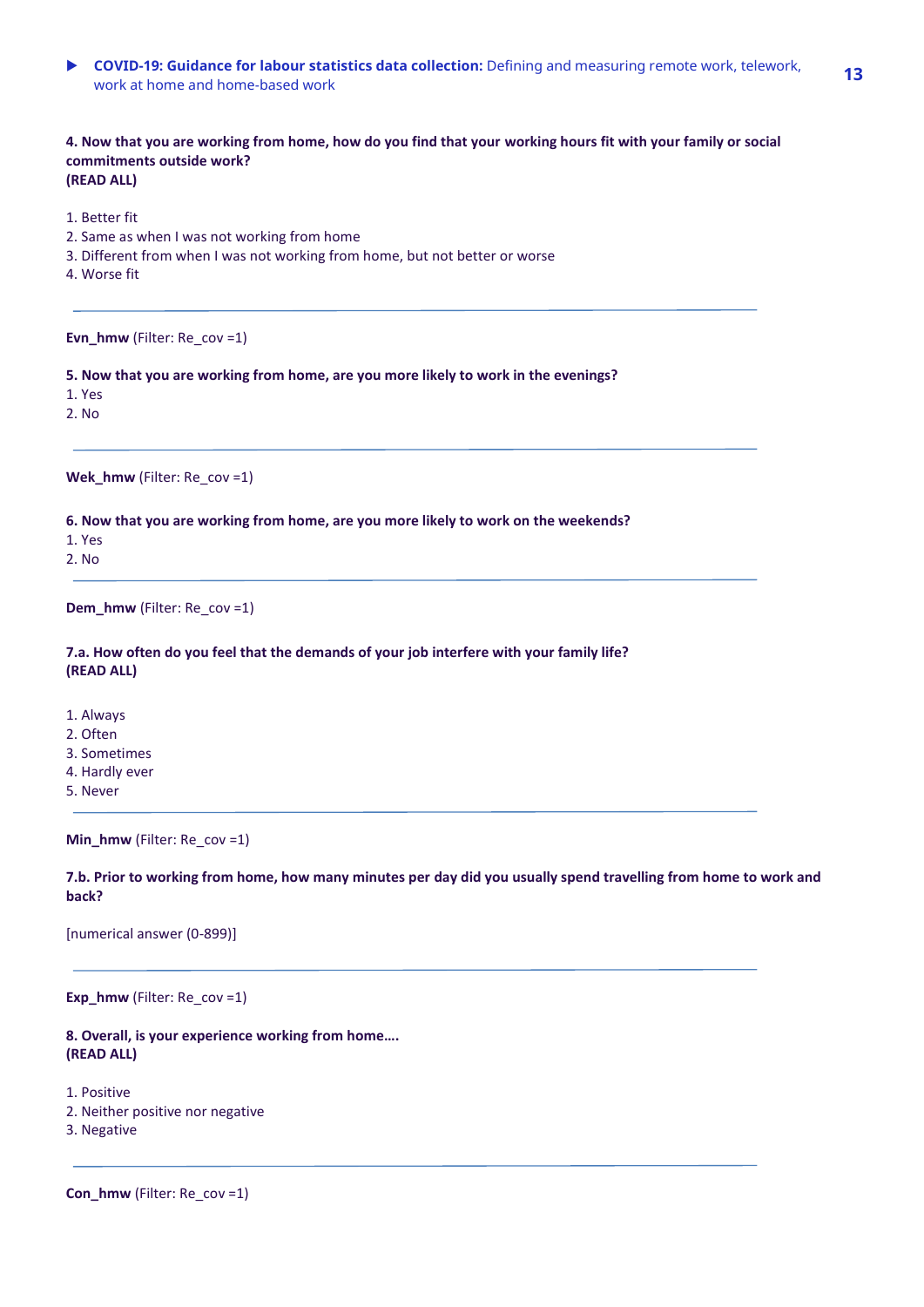**4. Now that you are working from home, how do you find that your working hours fit with your family or social commitments outside work?**
**(READ ALL)**

1. Better fit
2. Same as when I was not working from home
3. Different from when I was not working from home, but not better or worse
4. Worse fit

---

**Evn_hmw** (Filter: Re_cov =1)

**5. Now that you are working from home, are you more likely to work in the evenings?**
1. Yes
2. No

---

**Wek_hmw** (Filter: Re_cov =1)

**6. Now that you are working from home, are you more likely to work on the weekends?**
1. Yes
2. No

---

**Dem_hmw** (Filter: Re_cov =1)

**7.a. How often do you feel that the demands of your job interfere with your family life?**
**(READ ALL)**

1. Always
2. Often
3. Sometimes
4. Hardly ever
5. Never

---

**Min_hmw** (Filter: Re_cov =1)

**7.b. Prior to working from home, how many minutes per day did you usually spend travelling from home to work and back?**

[numerical answer (0-899)]

---

**Exp_hmw** (Filter: Re_cov =1)

**8. Overall, is your experience working from home….**
**(READ ALL)**

1. Positive
2. Neither positive nor negative
3. Negative

---

**Con_hmw** (Filter: Re_cov =1)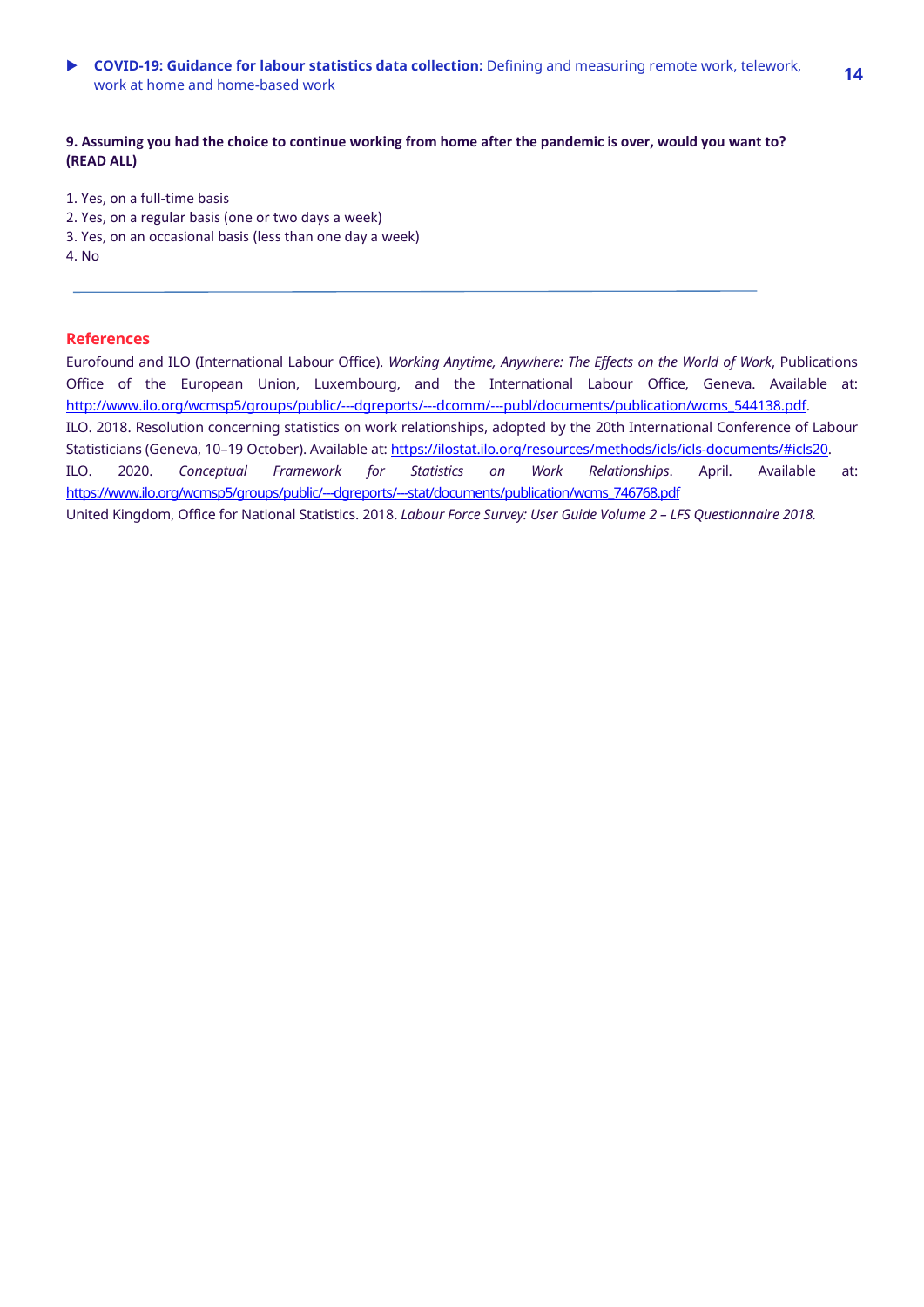**9. Assuming you had the choice to continue working from home after the pandemic is over, would you want to? (READ ALL)**

1. Yes, on a full-time basis
2. Yes, on a regular basis (one or two days a week)
3. Yes, on an occasional basis (less than one day a week)
4. No

---

## References

Eurofound and ILO (International Labour Office). *Working Anytime, Anywhere: The Effects on the World of Work*, Publications Office of the European Union, Luxembourg, and the International Labour Office, Geneva. Available at: http://www.ilo.org/wcmsp5/groups/public/---dgreports/---dcomm/---publ/documents/publication/wcms_544138.pdf.

ILO. 2018. Resolution concerning statistics on work relationships, adopted by the 20th International Conference of Labour Statisticians (Geneva, 10–19 October). Available at: https://ilostat.ilo.org/resources/methods/icls/icls-documents/#icls20.

ILO. 2020. *Conceptual Framework for Statistics on Work Relationships*. April. Available at: https://www.ilo.org/wcmsp5/groups/public/---dgreports/---stat/documents/publication/wcms_746768.pdf

United Kingdom, Office for National Statistics. 2018. *Labour Force Survey: User Guide Volume 2 – LFS Questionnaire 2018.*